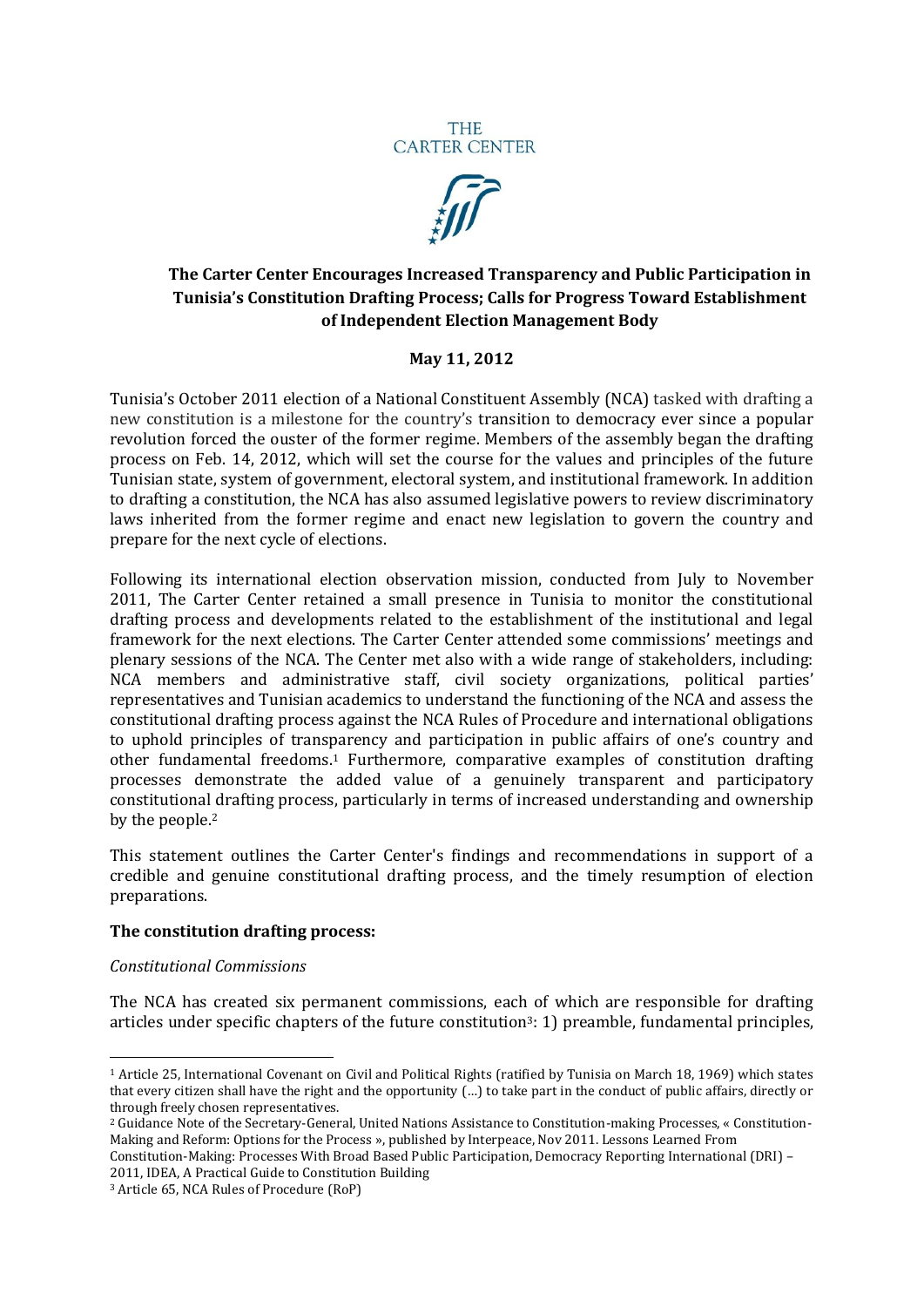THE CARTER CENTER

**The Carter Center Encourages Increased Transparency and Public Participation in Tunisia's Constitution Drafting Process; Calls for Progress Toward Establishment of Independent Election Management Body**

**May 11, 2012**

Tunisia's October 2011 election of a National Constituent Assembly (NCA) tasked with drafting a new constitution is a milestone for the country's transition to democracy ever since a popular revolution forced the ouster of the former regime. Members of the assembly began the drafting process on Feb. 14, 2012, which will set the course for the values and principles of the future Tunisian state, system of government, electoral system, and institutional framework. In addition to drafting a constitution, the NCA has also assumed legislative powers to review discriminatory laws inherited from the former regime and enact new legislation to govern the country and prepare for the next cycle of elections.

Following its international election observation mission, conducted from July to November 2011, The Carter Center retained a small presence in Tunisia to monitor the constitutional drafting process and developments related to the establishment of the institutional and legal framework for the next elections. The Carter Center attended some commissions' meetings and plenary sessions of the NCA. The Center met also with a wide range of stakeholders, including: NCA members and administrative staff, civil society organizations, political parties' representatives and Tunisian academics to understand the functioning of the NCA and assess the constitutional drafting process against the NCA Rules of Procedure and international obligations to uphold principles of transparency and participation in public affairs of one's country and other fundamental freedoms.[1] Furthermore, comparative examples of constitution drafting processes demonstrate the added value of a genuinely transparent and participatory constitutional drafting process, particularly in terms of increased understanding and ownership by the people.[2]

This statement outlines the Carter Center's findings and recommendations in support of a credible and genuine constitutional drafting process, and the timely resumption of election preparations.

**The constitution drafting process:**

*Constitutional Commissions*

The NCA has created six permanent commissions, each of which are responsible for drafting articles under specific chapters of the future constitution[3]: 1) preamble, fundamental principles,

---

[1] Article 25, International Covenant on Civil and Political Rights (ratified by Tunisia on March 18, 1969) which states that every citizen shall have the right and the opportunity (...) to take part in the conduct of public affairs, directly or through freely chosen representatives.

[2] Guidance Note of the Secretary-General, United Nations Assistance to Constitution-making Processes, « Constitution-Making and Reform: Options for the Process », published by Interpeace, Nov 2011. Lessons Learned From Constitution-Making: Processes With Broad Based Public Participation, Democracy Reporting International (DRI) – 2011, IDEA, A Practical Guide to Constitution Building

[3] Article 65, NCA Rules of Procedure (RoP)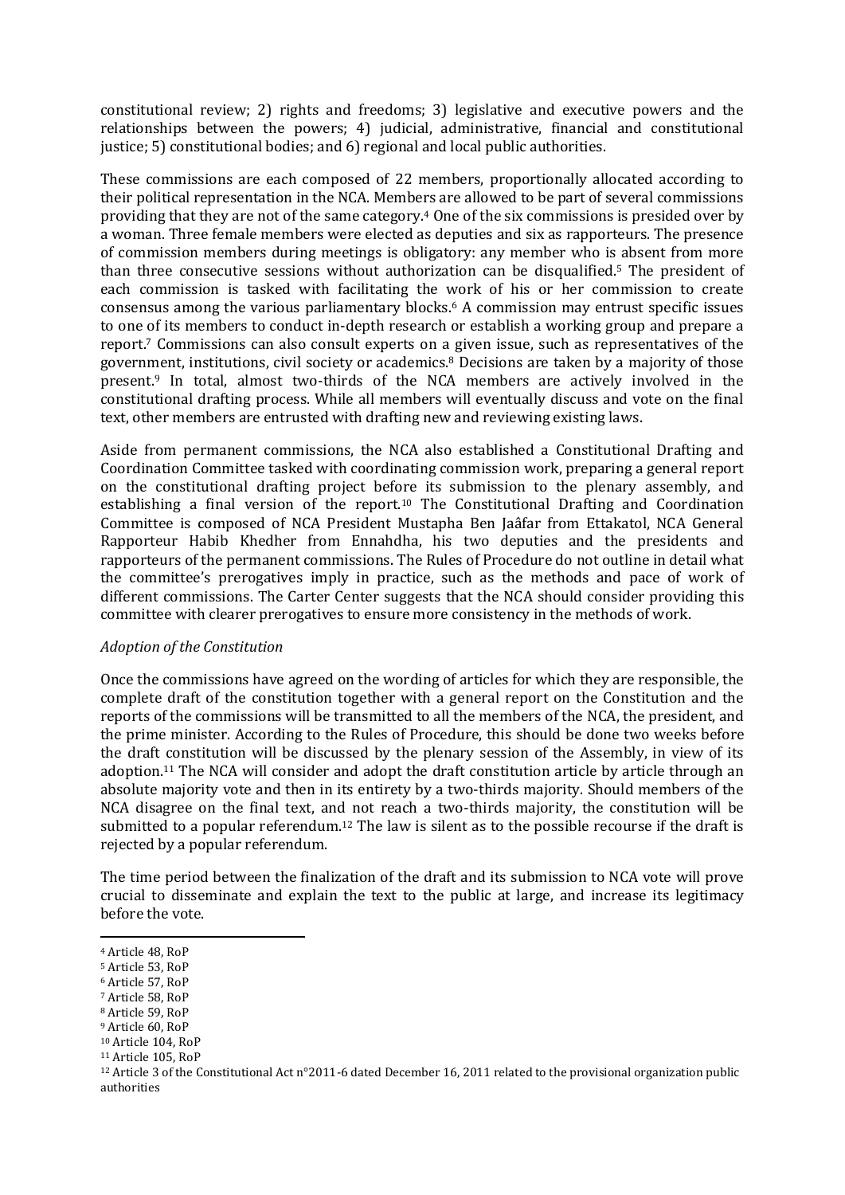constitutional review; 2) rights and freedoms; 3) legislative and executive powers and the relationships between the powers; 4) judicial, administrative, financial and constitutional justice; 5) constitutional bodies; and 6) regional and local public authorities.

These commissions are each composed of 22 members, proportionally allocated according to their political representation in the NCA. Members are allowed to be part of several commissions providing that they are not of the same category.[4] One of the six commissions is presided over by a woman. Three female members were elected as deputies and six as rapporteurs. The presence of commission members during meetings is obligatory: any member who is absent from more than three consecutive sessions without authorization can be disqualified.[5] The president of each commission is tasked with facilitating the work of his or her commission to create consensus among the various parliamentary blocks.[6] A commission may entrust specific issues to one of its members to conduct in-depth research or establish a working group and prepare a report.[7] Commissions can also consult experts on a given issue, such as representatives of the government, institutions, civil society or academics.[8] Decisions are taken by a majority of those present.[9] In total, almost two-thirds of the NCA members are actively involved in the constitutional drafting process. While all members will eventually discuss and vote on the final text, other members are entrusted with drafting new and reviewing existing laws.

Aside from permanent commissions, the NCA also established a Constitutional Drafting and Coordination Committee tasked with coordinating commission work, preparing a general report on the constitutional drafting project before its submission to the plenary assembly, and establishing a final version of the report.[10] The Constitutional Drafting and Coordination Committee is composed of NCA President Mustapha Ben Jaâfar from Ettakatol, NCA General Rapporteur Habib Khedher from Ennahdha, his two deputies and the presidents and rapporteurs of the permanent commissions. The Rules of Procedure do not outline in detail what the committee's prerogatives imply in practice, such as the methods and pace of work of different commissions. The Carter Center suggests that the NCA should consider providing this committee with clearer prerogatives to ensure more consistency in the methods of work.

*Adoption of the Constitution*

Once the commissions have agreed on the wording of articles for which they are responsible, the complete draft of the constitution together with a general report on the Constitution and the reports of the commissions will be transmitted to all the members of the NCA, the president, and the prime minister. According to the Rules of Procedure, this should be done two weeks before the draft constitution will be discussed by the plenary session of the Assembly, in view of its adoption.[11] The NCA will consider and adopt the draft constitution article by article through an absolute majority vote and then in its entirety by a two-thirds majority. Should members of the NCA disagree on the final text, and not reach a two-thirds majority, the constitution will be submitted to a popular referendum.[12] The law is silent as to the possible recourse if the draft is rejected by a popular referendum.

The time period between the finalization of the draft and its submission to NCA vote will prove crucial to disseminate and explain the text to the public at large, and increase its legitimacy before the vote.

---

[4] Article 48, RoP

[5] Article 53, RoP

[6] Article 57, RoP

[7] Article 58, RoP

[8] Article 59, RoP

[9] Article 60, RoP

[10] Article 104, RoP

[11] Article 105, RoP

[12] Article 3 of the Constitutional Act n°2011-6 dated December 16, 2011 related to the provisional organization public authorities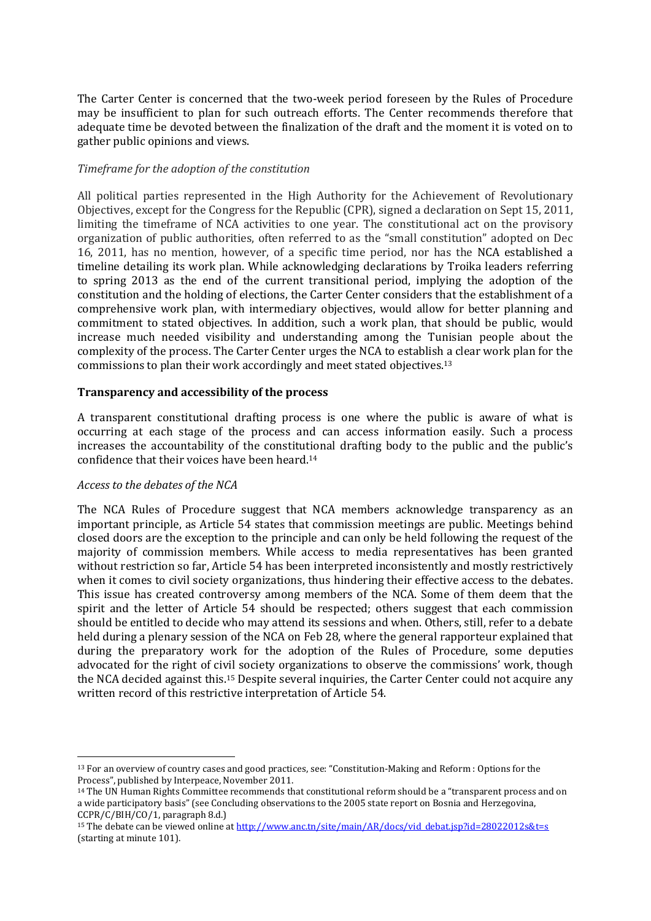The Carter Center is concerned that the two-week period foreseen by the Rules of Procedure may be insufficient to plan for such outreach efforts. The Center recommends therefore that adequate time be devoted between the finalization of the draft and the moment it is voted on to gather public opinions and views.

*Timeframe for the adoption of the constitution*

All political parties represented in the High Authority for the Achievement of Revolutionary Objectives, except for the Congress for the Republic (CPR), signed a declaration on Sept 15, 2011, limiting the timeframe of NCA activities to one year. The constitutional act on the provisory organization of public authorities, often referred to as the "small constitution" adopted on Dec 16, 2011, has no mention, however, of a specific time period, nor has the NCA established a timeline detailing its work plan. While acknowledging declarations by Troika leaders referring to spring 2013 as the end of the current transitional period, implying the adoption of the constitution and the holding of elections, the Carter Center considers that the establishment of a comprehensive work plan, with intermediary objectives, would allow for better planning and commitment to stated objectives. In addition, such a work plan, that should be public, would increase much needed visibility and understanding among the Tunisian people about the complexity of the process. The Carter Center urges the NCA to establish a clear work plan for the commissions to plan their work accordingly and meet stated objectives.[13]

**Transparency and accessibility of the process**

A transparent constitutional drafting process is one where the public is aware of what is occurring at each stage of the process and can access information easily. Such a process increases the accountability of the constitutional drafting body to the public and the public's confidence that their voices have been heard.[14]

*Access to the debates of the NCA*

The NCA Rules of Procedure suggest that NCA members acknowledge transparency as an important principle, as Article 54 states that commission meetings are public. Meetings behind closed doors are the exception to the principle and can only be held following the request of the majority of commission members. While access to media representatives has been granted without restriction so far, Article 54 has been interpreted inconsistently and mostly restrictively when it comes to civil society organizations, thus hindering their effective access to the debates. This issue has created controversy among members of the NCA. Some of them deem that the spirit and the letter of Article 54 should be respected; others suggest that each commission should be entitled to decide who may attend its sessions and when. Others, still, refer to a debate held during a plenary session of the NCA on Feb 28, where the general rapporteur explained that during the preparatory work for the adoption of the Rules of Procedure, some deputies advocated for the right of civil society organizations to observe the commissions' work, though the NCA decided against this.[15] Despite several inquiries, the Carter Center could not acquire any written record of this restrictive interpretation of Article 54.

---

[13] For an overview of country cases and good practices, see: "Constitution-Making and Reform : Options for the Process", published by Interpeace, November 2011.

[14] The UN Human Rights Committee recommends that constitutional reform should be a "transparent process and on a wide participatory basis" (see Concluding observations to the 2005 state report on Bosnia and Herzegovina, CCPR/C/BIH/CO/1, paragraph 8.d.)

[15] The debate can be viewed online at http://www.anc.tn/site/main/AR/docs/vid_debat.jsp?id=28022012s&t=s (starting at minute 101).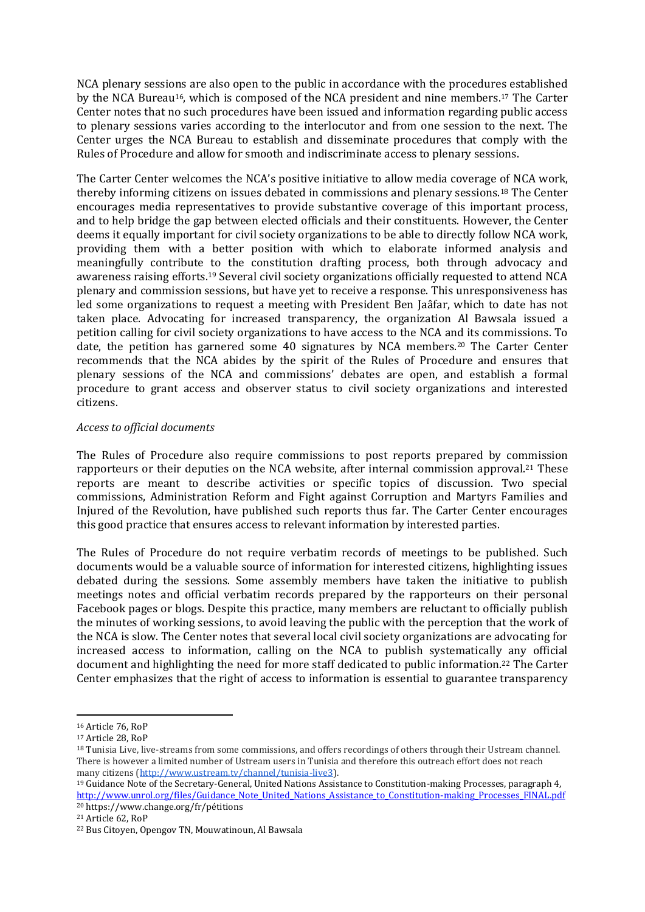NCA plenary sessions are also open to the public in accordance with the procedures established by the NCA Bureau[16], which is composed of the NCA president and nine members.[17] The Carter Center notes that no such procedures have been issued and information regarding public access to plenary sessions varies according to the interlocutor and from one session to the next. The Center urges the NCA Bureau to establish and disseminate procedures that comply with the Rules of Procedure and allow for smooth and indiscriminate access to plenary sessions.

The Carter Center welcomes the NCA's positive initiative to allow media coverage of NCA work, thereby informing citizens on issues debated in commissions and plenary sessions.[18] The Center encourages media representatives to provide substantive coverage of this important process, and to help bridge the gap between elected officials and their constituents. However, the Center deems it equally important for civil society organizations to be able to directly follow NCA work, providing them with a better position with which to elaborate informed analysis and meaningfully contribute to the constitution drafting process, both through advocacy and awareness raising efforts.[19] Several civil society organizations officially requested to attend NCA plenary and commission sessions, but have yet to receive a response. This unresponsiveness has led some organizations to request a meeting with President Ben Jaâfar, which to date has not taken place. Advocating for increased transparency, the organization Al Bawsala issued a petition calling for civil society organizations to have access to the NCA and its commissions. To date, the petition has garnered some 40 signatures by NCA members.[20] The Carter Center recommends that the NCA abides by the spirit of the Rules of Procedure and ensures that plenary sessions of the NCA and commissions' debates are open, and establish a formal procedure to grant access and observer status to civil society organizations and interested citizens.

*Access to official documents*

The Rules of Procedure also require commissions to post reports prepared by commission rapporteurs or their deputies on the NCA website, after internal commission approval.[21] These reports are meant to describe activities or specific topics of discussion. Two special commissions, Administration Reform and Fight against Corruption and Martyrs Families and Injured of the Revolution, have published such reports thus far. The Carter Center encourages this good practice that ensures access to relevant information by interested parties.

The Rules of Procedure do not require verbatim records of meetings to be published. Such documents would be a valuable source of information for interested citizens, highlighting issues debated during the sessions. Some assembly members have taken the initiative to publish meetings notes and official verbatim records prepared by the rapporteurs on their personal Facebook pages or blogs. Despite this practice, many members are reluctant to officially publish the minutes of working sessions, to avoid leaving the public with the perception that the work of the NCA is slow. The Center notes that several local civil society organizations are advocating for increased access to information, calling on the NCA to publish systematically any official document and highlighting the need for more staff dedicated to public information.[22] The Carter Center emphasizes that the right of access to information is essential to guarantee transparency

---

[16] Article 76, RoP

[17] Article 28, RoP

[18] Tunisia Live, live-streams from some commissions, and offers recordings of others through their Ustream channel. There is however a limited number of Ustream users in Tunisia and therefore this outreach effort does not reach many citizens (http://www.ustream.tv/channel/tunisia-live3).

[19] Guidance Note of the Secretary-General, United Nations Assistance to Constitution-making Processes, paragraph 4, http://www.unrol.org/files/Guidance_Note_United_Nations_Assistance_to_Constitution-making_Processes_FINAL.pdf

[20] https://www.change.org/fr/pétitions

[21] Article 62, RoP

[22] Bus Citoyen, Opengov TN, Mouwatinoun, Al Bawsala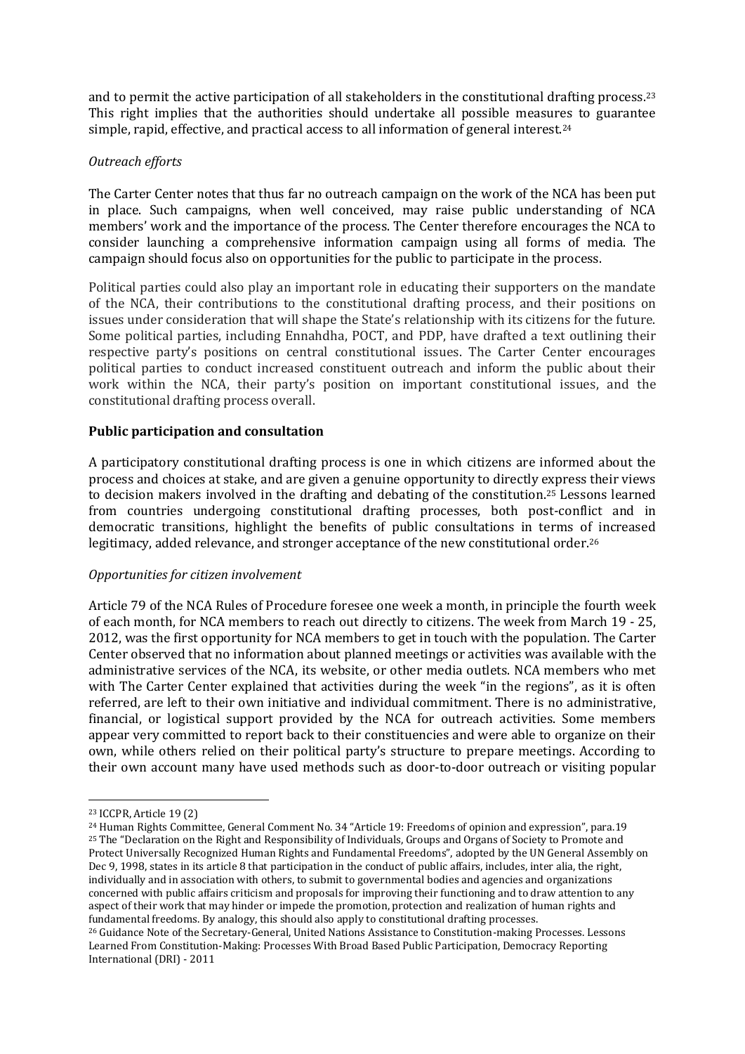and to permit the active participation of all stakeholders in the constitutional drafting process.[23] This right implies that the authorities should undertake all possible measures to guarantee simple, rapid, effective, and practical access to all information of general interest.[24]

*Outreach efforts*

The Carter Center notes that thus far no outreach campaign on the work of the NCA has been put in place. Such campaigns, when well conceived, may raise public understanding of NCA members' work and the importance of the process. The Center therefore encourages the NCA to consider launching a comprehensive information campaign using all forms of media. The campaign should focus also on opportunities for the public to participate in the process.

Political parties could also play an important role in educating their supporters on the mandate of the NCA, their contributions to the constitutional drafting process, and their positions on issues under consideration that will shape the State's relationship with its citizens for the future. Some political parties, including Ennahdha, POCT, and PDP, have drafted a text outlining their respective party's positions on central constitutional issues. The Carter Center encourages political parties to conduct increased constituent outreach and inform the public about their work within the NCA, their party's position on important constitutional issues, and the constitutional drafting process overall.

**Public participation and consultation**

A participatory constitutional drafting process is one in which citizens are informed about the process and choices at stake, and are given a genuine opportunity to directly express their views to decision makers involved in the drafting and debating of the constitution.[25] Lessons learned from countries undergoing constitutional drafting processes, both post-conflict and in democratic transitions, highlight the benefits of public consultations in terms of increased legitimacy, added relevance, and stronger acceptance of the new constitutional order.[26]

*Opportunities for citizen involvement*

Article 79 of the NCA Rules of Procedure foresee one week a month, in principle the fourth week of each month, for NCA members to reach out directly to citizens. The week from March 19 - 25, 2012, was the first opportunity for NCA members to get in touch with the population. The Carter Center observed that no information about planned meetings or activities was available with the administrative services of the NCA, its website, or other media outlets. NCA members who met with The Carter Center explained that activities during the week "in the regions", as it is often referred, are left to their own initiative and individual commitment. There is no administrative, financial, or logistical support provided by the NCA for outreach activities. Some members appear very committed to report back to their constituencies and were able to organize on their own, while others relied on their political party's structure to prepare meetings. According to their own account many have used methods such as door-to-door outreach or visiting popular

---

[23] ICCPR, Article 19 (2)

[24] Human Rights Committee, General Comment No. 34 "Article 19: Freedoms of opinion and expression", para.19

[25] The "Declaration on the Right and Responsibility of Individuals, Groups and Organs of Society to Promote and Protect Universally Recognized Human Rights and Fundamental Freedoms", adopted by the UN General Assembly on Dec 9, 1998, states in its article 8 that participation in the conduct of public affairs, includes, inter alia, the right, individually and in association with others, to submit to governmental bodies and agencies and organizations concerned with public affairs criticism and proposals for improving their functioning and to draw attention to any aspect of their work that may hinder or impede the promotion, protection and realization of human rights and fundamental freedoms. By analogy, this should also apply to constitutional drafting processes.

[26] Guidance Note of the Secretary-General, United Nations Assistance to Constitution-making Processes. Lessons Learned From Constitution-Making: Processes With Broad Based Public Participation, Democracy Reporting International (DRI) - 2011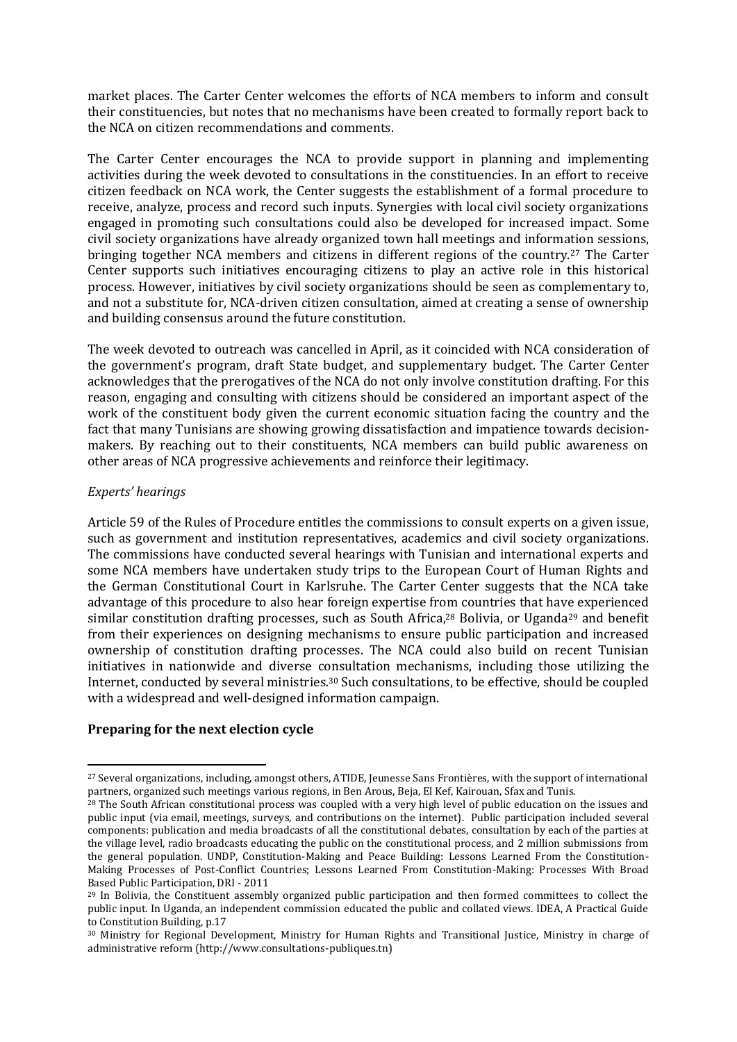market places. The Carter Center welcomes the efforts of NCA members to inform and consult their constituencies, but notes that no mechanisms have been created to formally report back to the NCA on citizen recommendations and comments.

The Carter Center encourages the NCA to provide support in planning and implementing activities during the week devoted to consultations in the constituencies. In an effort to receive citizen feedback on NCA work, the Center suggests the establishment of a formal procedure to receive, analyze, process and record such inputs. Synergies with local civil society organizations engaged in promoting such consultations could also be developed for increased impact. Some civil society organizations have already organized town hall meetings and information sessions, bringing together NCA members and citizens in different regions of the country.[27] The Carter Center supports such initiatives encouraging citizens to play an active role in this historical process. However, initiatives by civil society organizations should be seen as complementary to, and not a substitute for, NCA-driven citizen consultation, aimed at creating a sense of ownership and building consensus around the future constitution.

The week devoted to outreach was cancelled in April, as it coincided with NCA consideration of the government's program, draft State budget, and supplementary budget. The Carter Center acknowledges that the prerogatives of the NCA do not only involve constitution drafting. For this reason, engaging and consulting with citizens should be considered an important aspect of the work of the constituent body given the current economic situation facing the country and the fact that many Tunisians are showing growing dissatisfaction and impatience towards decision-makers. By reaching out to their constituents, NCA members can build public awareness on other areas of NCA progressive achievements and reinforce their legitimacy.

*Experts' hearings*

Article 59 of the Rules of Procedure entitles the commissions to consult experts on a given issue, such as government and institution representatives, academics and civil society organizations. The commissions have conducted several hearings with Tunisian and international experts and some NCA members have undertaken study trips to the European Court of Human Rights and the German Constitutional Court in Karlsruhe. The Carter Center suggests that the NCA take advantage of this procedure to also hear foreign expertise from countries that have experienced similar constitution drafting processes, such as South Africa,[28] Bolivia, or Uganda[29] and benefit from their experiences on designing mechanisms to ensure public participation and increased ownership of constitution drafting processes. The NCA could also build on recent Tunisian initiatives in nationwide and diverse consultation mechanisms, including those utilizing the Internet, conducted by several ministries.[30] Such consultations, to be effective, should be coupled with a widespread and well-designed information campaign.

**Preparing for the next election cycle**

---

[27] Several organizations, including, amongst others, ATIDE, Jeunesse Sans Frontières, with the support of international partners, organized such meetings various regions, in Ben Arous, Beja, El Kef, Kairouan, Sfax and Tunis.

[28] The South African constitutional process was coupled with a very high level of public education on the issues and public input (via email, meetings, surveys, and contributions on the internet). Public participation included several components: publication and media broadcasts of all the constitutional debates, consultation by each of the parties at the village level, radio broadcasts educating the public on the constitutional process, and 2 million submissions from the general population. UNDP, Constitution-Making and Peace Building: Lessons Learned From the Constitution-Making Processes of Post-Conflict Countries; Lessons Learned From Constitution-Making: Processes With Broad Based Public Participation, DRI - 2011

[29] In Bolivia, the Constituent assembly organized public participation and then formed committees to collect the public input. In Uganda, an independent commission educated the public and collated views. IDEA, A Practical Guide to Constitution Building, p.17

[30] Ministry for Regional Development, Ministry for Human Rights and Transitional Justice, Ministry in charge of administrative reform (http://www.consultations-publiques.tn)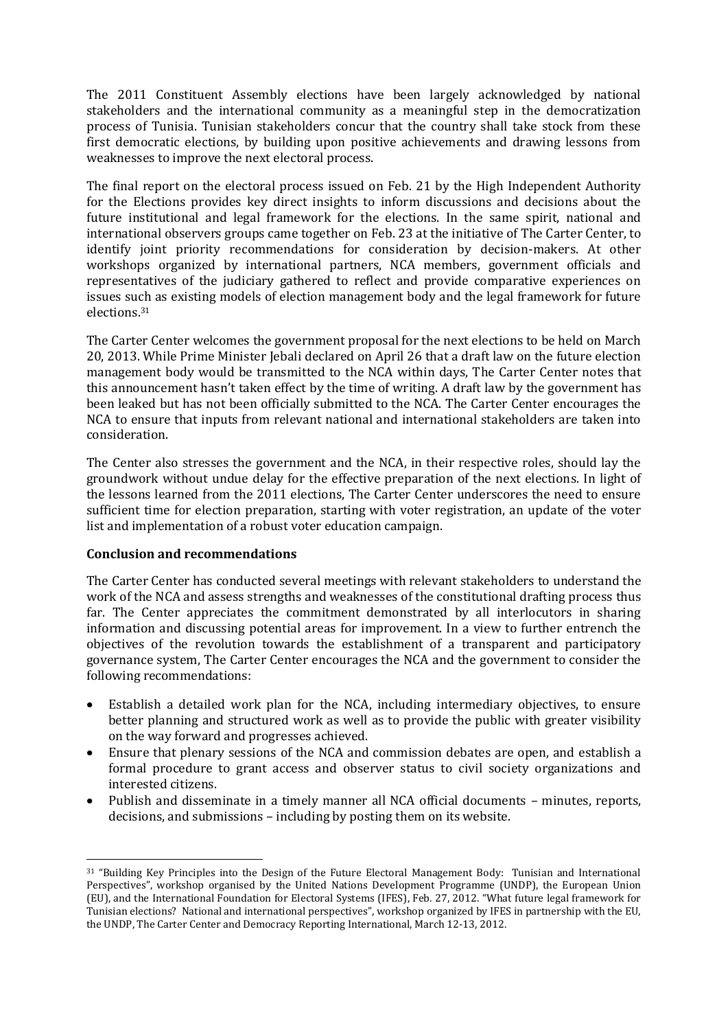The 2011 Constituent Assembly elections have been largely acknowledged by national stakeholders and the international community as a meaningful step in the democratization process of Tunisia. Tunisian stakeholders concur that the country shall take stock from these first democratic elections, by building upon positive achievements and drawing lessons from weaknesses to improve the next electoral process.

The final report on the electoral process issued on Feb. 21 by the High Independent Authority for the Elections provides key direct insights to inform discussions and decisions about the future institutional and legal framework for the elections. In the same spirit, national and international observers groups came together on Feb. 23 at the initiative of The Carter Center, to identify joint priority recommendations for consideration by decision-makers. At other workshops organized by international partners, NCA members, government officials and representatives of the judiciary gathered to reflect and provide comparative experiences on issues such as existing models of election management body and the legal framework for future elections.[31]

The Carter Center welcomes the government proposal for the next elections to be held on March 20, 2013. While Prime Minister Jebali declared on April 26 that a draft law on the future election management body would be transmitted to the NCA within days, The Carter Center notes that this announcement hasn't taken effect by the time of writing. A draft law by the government has been leaked but has not been officially submitted to the NCA. The Carter Center encourages the NCA to ensure that inputs from relevant national and international stakeholders are taken into consideration.

The Center also stresses the government and the NCA, in their respective roles, should lay the groundwork without undue delay for the effective preparation of the next elections. In light of the lessons learned from the 2011 elections, The Carter Center underscores the need to ensure sufficient time for election preparation, starting with voter registration, an update of the voter list and implementation of a robust voter education campaign.

**Conclusion and recommendations**

The Carter Center has conducted several meetings with relevant stakeholders to understand the work of the NCA and assess strengths and weaknesses of the constitutional drafting process thus far. The Center appreciates the commitment demonstrated by all interlocutors in sharing information and discussing potential areas for improvement. In a view to further entrench the objectives of the revolution towards the establishment of a transparent and participatory governance system, The Carter Center encourages the NCA and the government to consider the following recommendations:

- Establish a detailed work plan for the NCA, including intermediary objectives, to ensure better planning and structured work as well as to provide the public with greater visibility on the way forward and progresses achieved.
- Ensure that plenary sessions of the NCA and commission debates are open, and establish a formal procedure to grant access and observer status to civil society organizations and interested citizens.
- Publish and disseminate in a timely manner all NCA official documents – minutes, reports, decisions, and submissions – including by posting them on its website.

---

[31] "Building Key Principles into the Design of the Future Electoral Management Body: Tunisian and International Perspectives", workshop organised by the United Nations Development Programme (UNDP), the European Union (EU), and the International Foundation for Electoral Systems (IFES), Feb. 27, 2012. "What future legal framework for Tunisian elections? National and international perspectives", workshop organized by IFES in partnership with the EU, the UNDP, The Carter Center and Democracy Reporting International, March 12-13, 2012.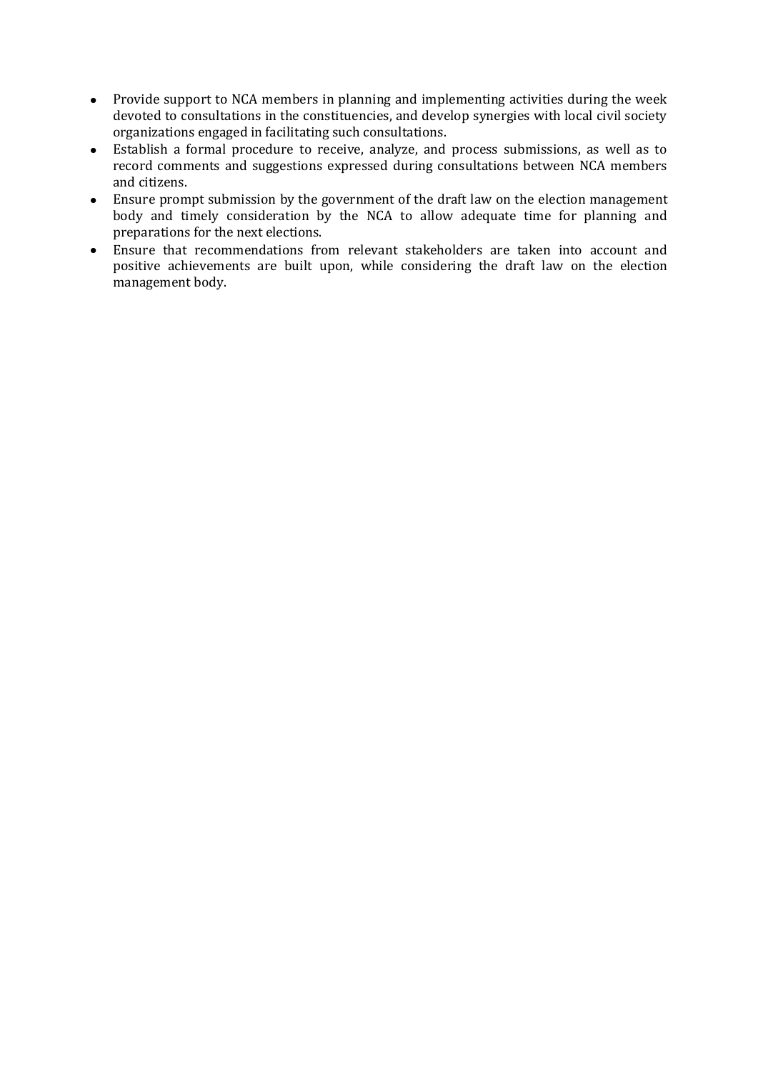- Provide support to NCA members in planning and implementing activities during the week devoted to consultations in the constituencies, and develop synergies with local civil society organizations engaged in facilitating such consultations.
- Establish a formal procedure to receive, analyze, and process submissions, as well as to record comments and suggestions expressed during consultations between NCA members and citizens.
- Ensure prompt submission by the government of the draft law on the election management body and timely consideration by the NCA to allow adequate time for planning and preparations for the next elections.
- Ensure that recommendations from relevant stakeholders are taken into account and positive achievements are built upon, while considering the draft law on the election management body.